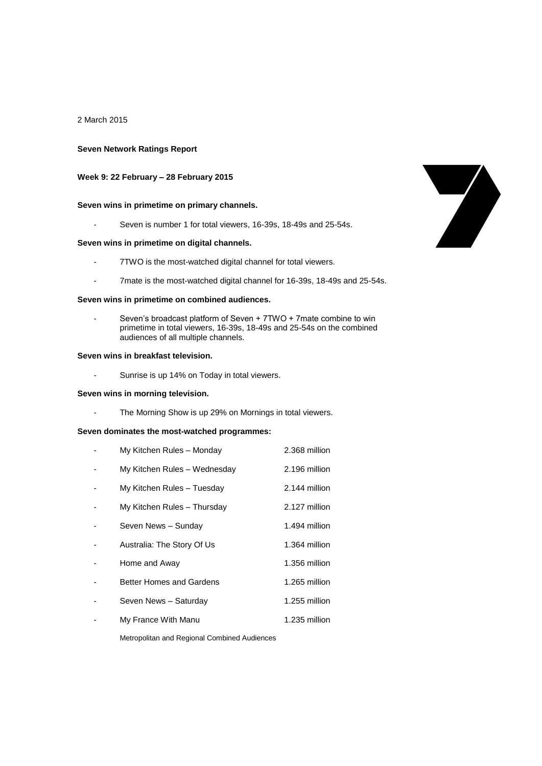2 March 2015

**Seven Network Ratings Report**

**Week 9: 22 February – 28 February 2015**

**Seven wins in primetime on primary channels.**

- Seven is number 1 for total viewers, 16-39s, 18-49s and 25-54s.

**Seven wins in primetime on digital channels.**

- 7TWO is the most-watched digital channel for total viewers.
- 7mate is the most-watched digital channel for 16-39s, 18-49s and 25-54s.

**Seven wins in primetime on combined audiences.**

- Seven's broadcast platform of Seven + 7TWO + 7mate combine to win primetime in total viewers, 16-39s, 18-49s and 25-54s on the combined audiences of all multiple channels.

**Seven wins in breakfast television.**

- Sunrise is up 14% on Today in total viewers.

**Seven wins in morning television.**

- The Morning Show is up 29% on Mornings in total viewers.

**Seven dominates the most-watched programmes:**

| | |
|---|---|
| My Kitchen Rules – Monday | 2.368 million |
| My Kitchen Rules – Wednesday | 2.196 million |
| My Kitchen Rules – Tuesday | 2.144 million |
| My Kitchen Rules – Thursday | 2.127 million |
| Seven News – Sunday | 1.494 million |
| Australia: The Story Of Us | 1.364 million |
| Home and Away | 1.356 million |
| Better Homes and Gardens | 1.265 million |
| Seven News – Saturday | 1.255 million |
| My France With Manu | 1.235 million |

Metropolitan and Regional Combined Audiences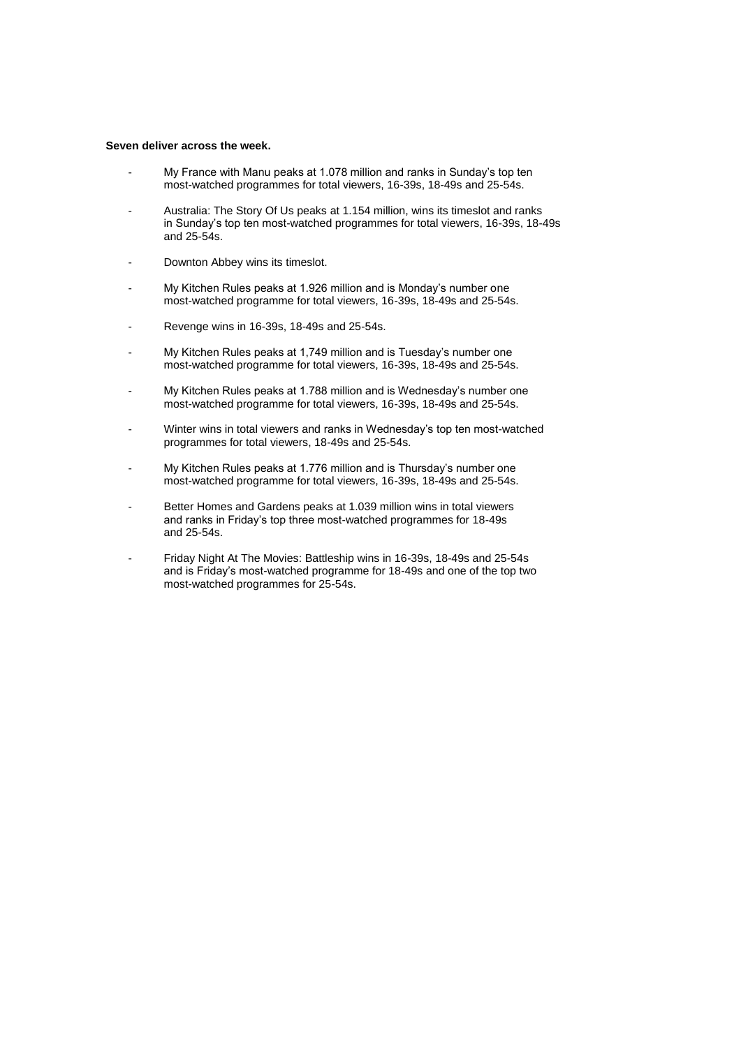**Seven deliver across the week.**

- My France with Manu peaks at 1.078 million and ranks in Sunday's top ten most-watched programmes for total viewers, 16-39s, 18-49s and 25-54s.
- Australia: The Story Of Us peaks at 1.154 million, wins its timeslot and ranks in Sunday's top ten most-watched programmes for total viewers, 16-39s, 18-49s and 25-54s.
- Downton Abbey wins its timeslot.
- My Kitchen Rules peaks at 1.926 million and is Monday's number one most-watched programme for total viewers, 16-39s, 18-49s and 25-54s.
- Revenge wins in 16-39s, 18-49s and 25-54s.
- My Kitchen Rules peaks at 1,749 million and is Tuesday's number one most-watched programme for total viewers, 16-39s, 18-49s and 25-54s.
- My Kitchen Rules peaks at 1.788 million and is Wednesday's number one most-watched programme for total viewers, 16-39s, 18-49s and 25-54s.
- Winter wins in total viewers and ranks in Wednesday's top ten most-watched programmes for total viewers, 18-49s and 25-54s.
- My Kitchen Rules peaks at 1.776 million and is Thursday's number one most-watched programme for total viewers, 16-39s, 18-49s and 25-54s.
- Better Homes and Gardens peaks at 1.039 million wins in total viewers and ranks in Friday's top three most-watched programmes for 18-49s and 25-54s.
- Friday Night At The Movies: Battleship wins in 16-39s, 18-49s and 25-54s and is Friday's most-watched programme for 18-49s and one of the top two most-watched programmes for 25-54s.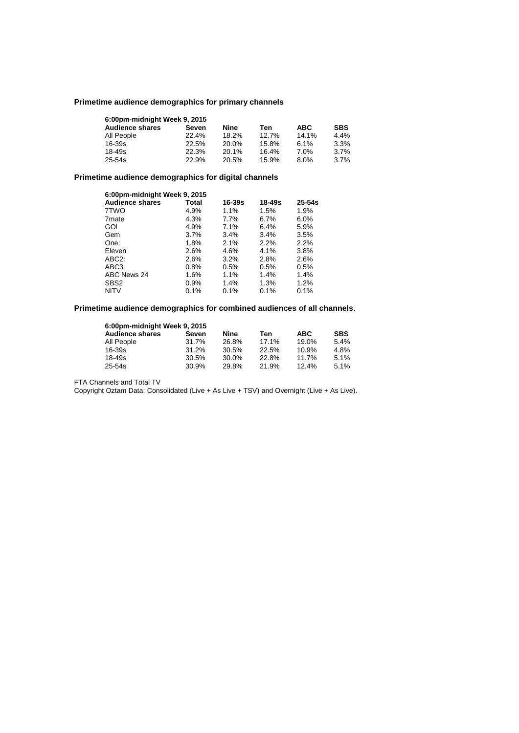**Primetime audience demographics for primary channels**

| 6:00pm-midnight Week 9, 2015 | | | | | |
|---|---|---|---|---|---|
| **Audience shares** | **Seven** | **Nine** | **Ten** | **ABC** | **SBS** |
| All People | 22.4% | 18.2% | 12.7% | 14.1% | 4.4% |
| 16-39s | 22.5% | 20.0% | 15.8% | 6.1% | 3.3% |
| 18-49s | 22.3% | 20.1% | 16.4% | 7.0% | 3.7% |
| 25-54s | 22.9% | 20.5% | 15.9% | 8.0% | 3.7% |

**Primetime audience demographics for digital channels**

| 6:00pm-midnight Week 9, 2015 | | | | |
|---|---|---|---|---|
| **Audience shares** | **Total** | **16-39s** | **18-49s** | **25-54s** |
| 7TWO | 4.9% | 1.1% | 1.5% | 1.9% |
| 7mate | 4.3% | 7.7% | 6.7% | 6.0% |
| GO! | 4.9% | 7.1% | 6.4% | 5.9% |
| Gem | 3.7% | 3.4% | 3.4% | 3.5% |
| One: | 1.8% | 2.1% | 2.2% | 2.2% |
| Eleven | 2.6% | 4.6% | 4.1% | 3.8% |
| ABC2: | 2.6% | 3.2% | 2.8% | 2.6% |
| ABC3 | 0.8% | 0.5% | 0.5% | 0.5% |
| ABC News 24 | 1.6% | 1.1% | 1.4% | 1.4% |
| SBS2 | 0.9% | 1.4% | 1.3% | 1.2% |
| NITV | 0.1% | 0.1% | 0.1% | 0.1% |

**Primetime audience demographics for combined audiences of all channels**.

| 6:00pm-midnight Week 9, 2015 | | | | | |
|---|---|---|---|---|---|
| **Audience shares** | **Seven** | **Nine** | **Ten** | **ABC** | **SBS** |
| All People | 31.7% | 26.8% | 17.1% | 19.0% | 5.4% |
| 16-39s | 31.2% | 30.5% | 22.5% | 10.9% | 4.8% |
| 18-49s | 30.5% | 30.0% | 22.8% | 11.7% | 5.1% |
| 25-54s | 30.9% | 29.8% | 21.9% | 12.4% | 5.1% |

FTA Channels and Total TV

Copyright Oztam Data: Consolidated (Live + As Live + TSV) and Overnight (Live + As Live).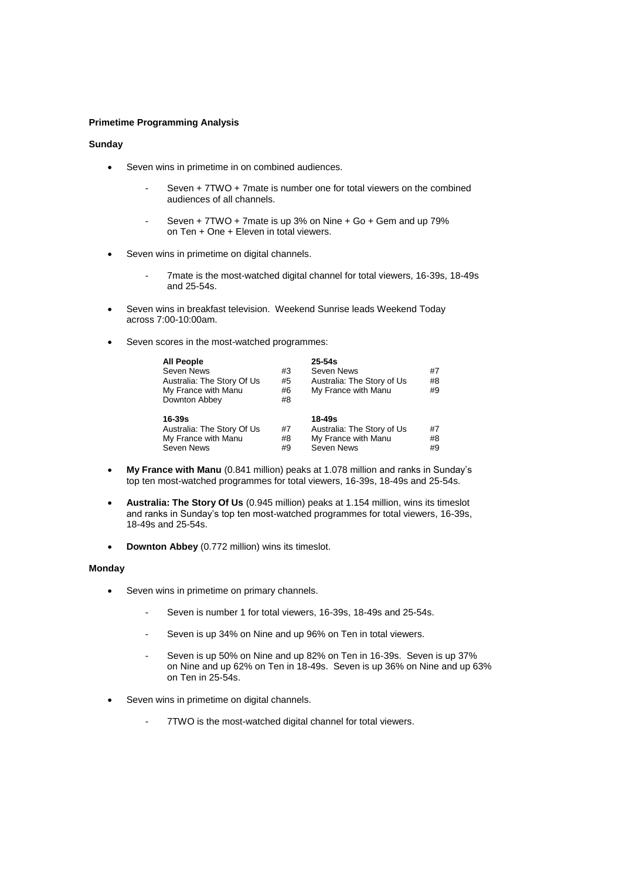**Primetime Programming Analysis**

**Sunday**

- Seven wins in primetime in on combined audiences.
  - Seven + 7TWO + 7mate is number one for total viewers on the combined audiences of all channels.
  - Seven + 7TWO + 7mate is up 3% on Nine + Go + Gem and up 79% on Ten + One + Eleven in total viewers.
- Seven wins in primetime on digital channels.
  - 7mate is the most-watched digital channel for total viewers, 16-39s, 18-49s and 25-54s.
- Seven wins in breakfast television. Weekend Sunrise leads Weekend Today across 7:00-10:00am.
- Seven scores in the most-watched programmes:

| | | | |
|---|---|---|---|
| **All People** | | **25-54s** | |
| Seven News | #3 | Seven News | #7 |
| Australia: The Story Of Us | #5 | Australia: The Story of Us | #8 |
| My France with Manu | #6 | My France with Manu | #9 |
| Downton Abbey | #8 | | |
| **16-39s** | | **18-49s** | |
| Australia: The Story Of Us | #7 | Australia: The Story of Us | #7 |
| My France with Manu | #8 | My France with Manu | #8 |
| Seven News | #9 | Seven News | #9 |

- **My France with Manu** (0.841 million) peaks at 1.078 million and ranks in Sunday's top ten most-watched programmes for total viewers, 16-39s, 18-49s and 25-54s.
- **Australia: The Story Of Us** (0.945 million) peaks at 1.154 million, wins its timeslot and ranks in Sunday's top ten most-watched programmes for total viewers, 16-39s, 18-49s and 25-54s.
- **Downton Abbey** (0.772 million) wins its timeslot.

**Monday**

- Seven wins in primetime on primary channels.
  - Seven is number 1 for total viewers, 16-39s, 18-49s and 25-54s.
  - Seven is up 34% on Nine and up 96% on Ten in total viewers.
  - Seven is up 50% on Nine and up 82% on Ten in 16-39s. Seven is up 37% on Nine and up 62% on Ten in 18-49s. Seven is up 36% on Nine and up 63% on Ten in 25-54s.
- Seven wins in primetime on digital channels.
  - 7TWO is the most-watched digital channel for total viewers.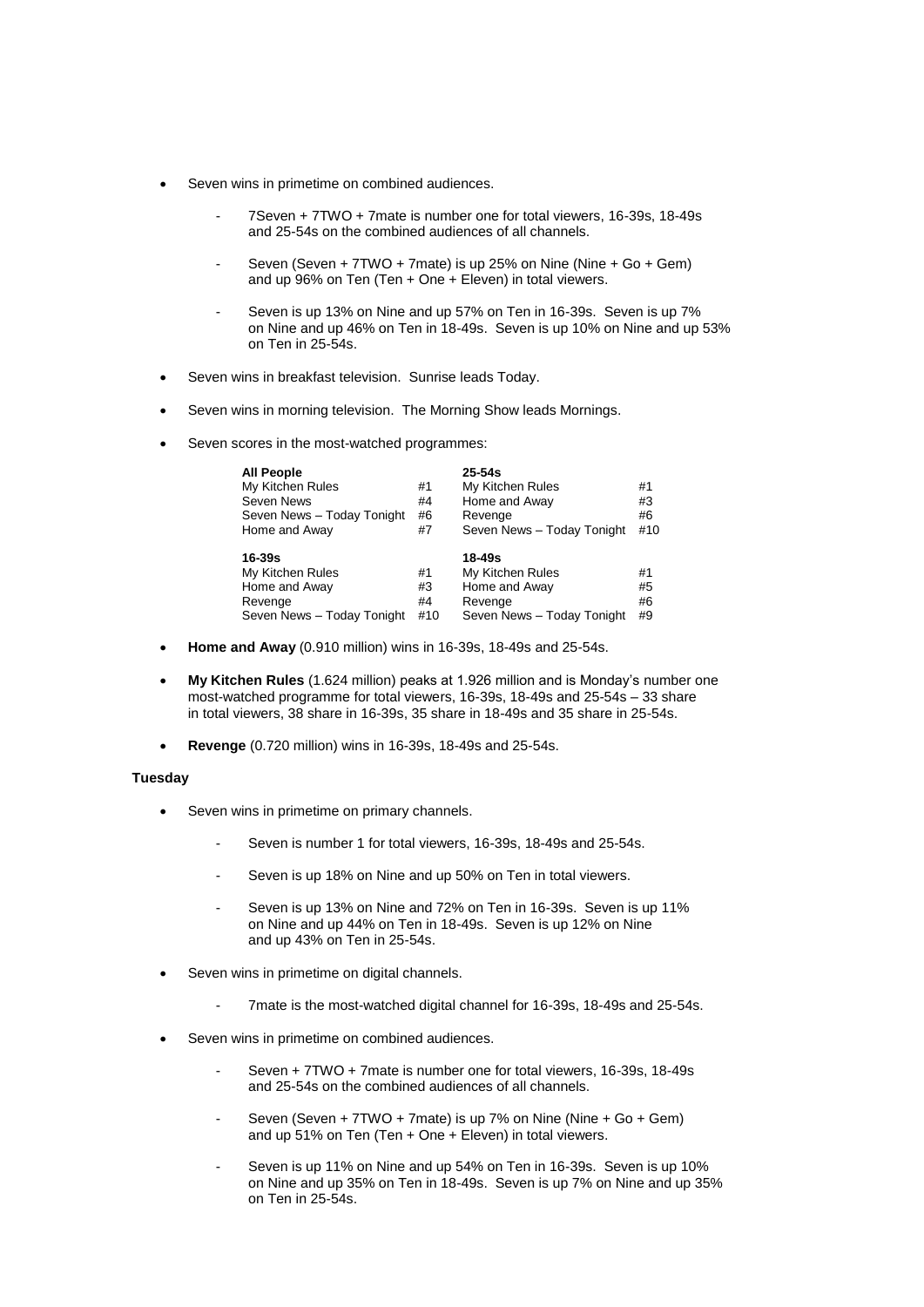- Seven wins in primetime on combined audiences.

  - 7Seven + 7TWO + 7mate is number one for total viewers, 16-39s, 18-49s and 25-54s on the combined audiences of all channels.

  - Seven (Seven + 7TWO + 7mate) is up 25% on Nine (Nine + Go + Gem) and up 96% on Ten (Ten + One + Eleven) in total viewers.

  - Seven is up 13% on Nine and up 57% on Ten in 16-39s. Seven is up 7% on Nine and up 46% on Ten in 18-49s. Seven is up 10% on Nine and up 53% on Ten in 25-54s.

- Seven wins in breakfast television. Sunrise leads Today.

- Seven wins in morning television. The Morning Show leads Mornings.

- Seven scores in the most-watched programmes:

| | | | |
|---|---|---|---|
| **All People** | | **25-54s** | |
| My Kitchen Rules | #1 | My Kitchen Rules | #1 |
| Seven News | #4 | Home and Away | #3 |
| Seven News – Today Tonight | #6 | Revenge | #6 |
| Home and Away | #7 | Seven News – Today Tonight | #10 |
| **16-39s** | | **18-49s** | |
| My Kitchen Rules | #1 | My Kitchen Rules | #1 |
| Home and Away | #3 | Home and Away | #5 |
| Revenge | #4 | Revenge | #6 |
| Seven News – Today Tonight | #10 | Seven News – Today Tonight | #9 |

- **Home and Away** (0.910 million) wins in 16-39s, 18-49s and 25-54s.

- **My Kitchen Rules** (1.624 million) peaks at 1.926 million and is Monday's number one most-watched programme for total viewers, 16-39s, 18-49s and 25-54s – 33 share in total viewers, 38 share in 16-39s, 35 share in 18-49s and 35 share in 25-54s.

- **Revenge** (0.720 million) wins in 16-39s, 18-49s and 25-54s.

**Tuesday**

- Seven wins in primetime on primary channels.

  - Seven is number 1 for total viewers, 16-39s, 18-49s and 25-54s.

  - Seven is up 18% on Nine and up 50% on Ten in total viewers.

  - Seven is up 13% on Nine and 72% on Ten in 16-39s. Seven is up 11% on Nine and up 44% on Ten in 18-49s. Seven is up 12% on Nine and up 43% on Ten in 25-54s.

- Seven wins in primetime on digital channels.

  - 7mate is the most-watched digital channel for 16-39s, 18-49s and 25-54s.

- Seven wins in primetime on combined audiences.

  - Seven + 7TWO + 7mate is number one for total viewers, 16-39s, 18-49s and 25-54s on the combined audiences of all channels.

  - Seven (Seven + 7TWO + 7mate) is up 7% on Nine (Nine + Go + Gem) and up 51% on Ten (Ten + One + Eleven) in total viewers.

  - Seven is up 11% on Nine and up 54% on Ten in 16-39s. Seven is up 10% on Nine and up 35% on Ten in 18-49s. Seven is up 7% on Nine and up 35% on Ten in 25-54s.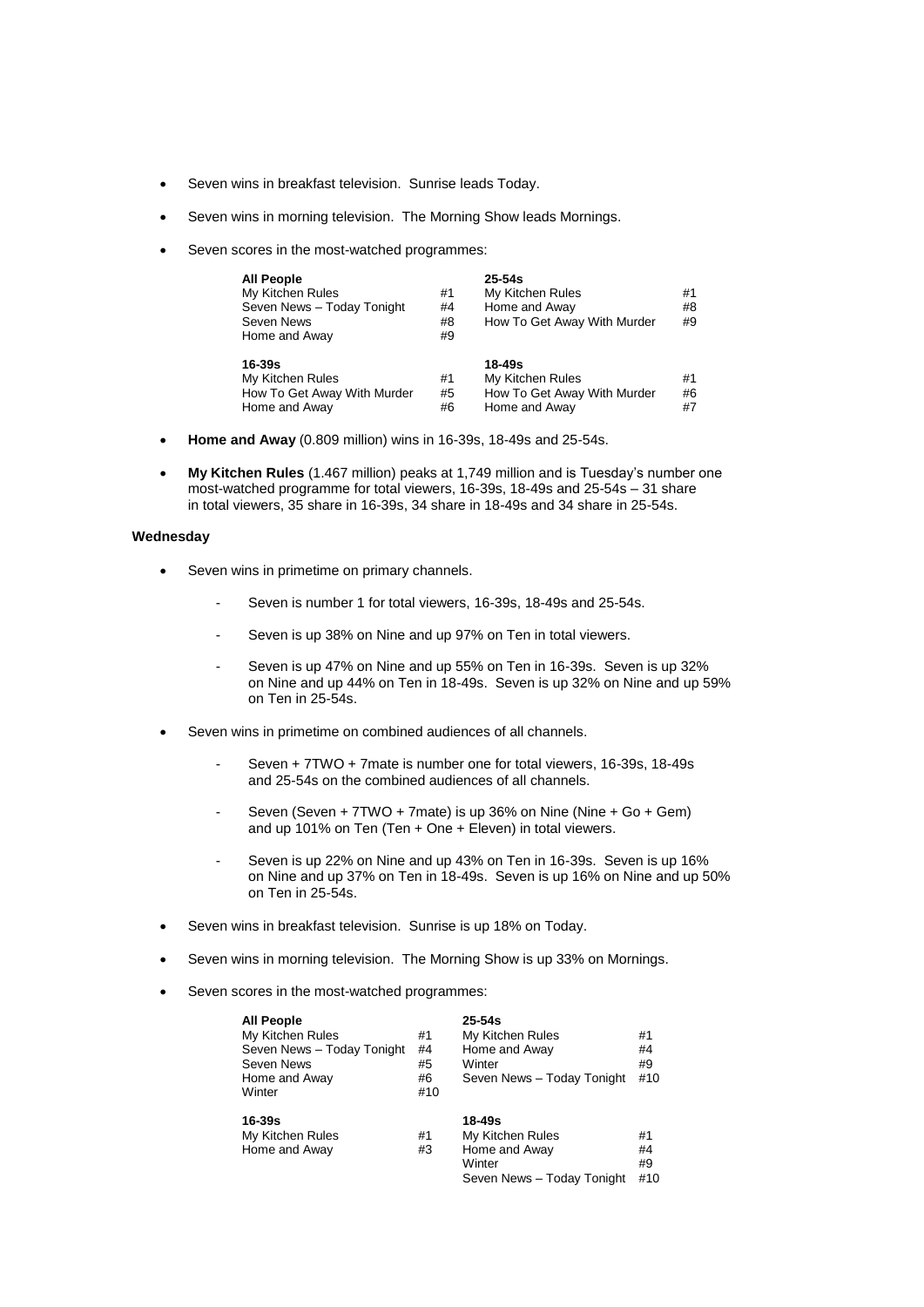- Seven wins in breakfast television. Sunrise leads Today.
- Seven wins in morning television. The Morning Show leads Mornings.
- Seven scores in the most-watched programmes:

| **All People** | | **25-54s** | |
|---|---|---|---|
| My Kitchen Rules | #1 | My Kitchen Rules | #1 |
| Seven News – Today Tonight | #4 | Home and Away | #8 |
| Seven News | #8 | How To Get Away With Murder | #9 |
| Home and Away | #9 | | |
| **16-39s** | | **18-49s** | |
| My Kitchen Rules | #1 | My Kitchen Rules | #1 |
| How To Get Away With Murder | #5 | How To Get Away With Murder | #6 |
| Home and Away | #6 | Home and Away | #7 |

- **Home and Away** (0.809 million) wins in 16-39s, 18-49s and 25-54s.
- **My Kitchen Rules** (1.467 million) peaks at 1,749 million and is Tuesday's number one most-watched programme for total viewers, 16-39s, 18-49s and 25-54s – 31 share in total viewers, 35 share in 16-39s, 34 share in 18-49s and 34 share in 25-54s.

**Wednesday**

- Seven wins in primetime on primary channels.
  - Seven is number 1 for total viewers, 16-39s, 18-49s and 25-54s.
  - Seven is up 38% on Nine and up 97% on Ten in total viewers.
  - Seven is up 47% on Nine and up 55% on Ten in 16-39s. Seven is up 32% on Nine and up 44% on Ten in 18-49s. Seven is up 32% on Nine and up 59% on Ten in 25-54s.
- Seven wins in primetime on combined audiences of all channels.
  - Seven + 7TWO + 7mate is number one for total viewers, 16-39s, 18-49s and 25-54s on the combined audiences of all channels.
  - Seven (Seven + 7TWO + 7mate) is up 36% on Nine (Nine + Go + Gem) and up 101% on Ten (Ten + One + Eleven) in total viewers.
  - Seven is up 22% on Nine and up 43% on Ten in 16-39s. Seven is up 16% on Nine and up 37% on Ten in 18-49s. Seven is up 16% on Nine and up 50% on Ten in 25-54s.
- Seven wins in breakfast television. Sunrise is up 18% on Today.
- Seven wins in morning television. The Morning Show is up 33% on Mornings.
- Seven scores in the most-watched programmes:

| **All People** | | **25-54s** | |
|---|---|---|---|
| My Kitchen Rules | #1 | My Kitchen Rules | #1 |
| Seven News – Today Tonight | #4 | Home and Away | #4 |
| Seven News | #5 | Winter | #9 |
| Home and Away | #6 | Seven News – Today Tonight | #10 |
| Winter | #10 | | |
| **16-39s** | | **18-49s** | |
| My Kitchen Rules | #1 | My Kitchen Rules | #1 |
| Home and Away | #3 | Home and Away | #4 |
| | | Winter | #9 |
| | | Seven News – Today Tonight | #10 |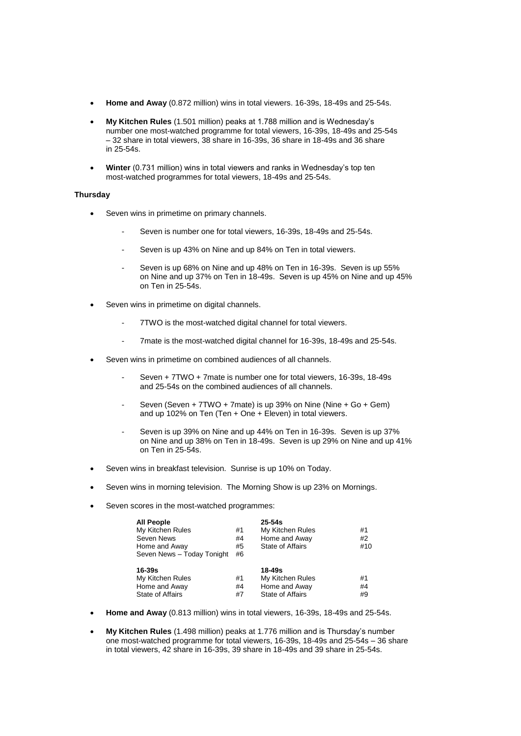- **Home and Away** (0.872 million) wins in total viewers. 16-39s, 18-49s and 25-54s.

- **My Kitchen Rules** (1.501 million) peaks at 1.788 million and is Wednesday's number one most-watched programme for total viewers, 16-39s, 18-49s and 25-54s – 32 share in total viewers, 38 share in 16-39s, 36 share in 18-49s and 36 share in 25-54s.

- **Winter** (0.731 million) wins in total viewers and ranks in Wednesday's top ten most-watched programmes for total viewers, 18-49s and 25-54s.

**Thursday**

- Seven wins in primetime on primary channels.
    - Seven is number one for total viewers, 16-39s, 18-49s and 25-54s.
    - Seven is up 43% on Nine and up 84% on Ten in total viewers.
    - Seven is up 68% on Nine and up 48% on Ten in 16-39s. Seven is up 55% on Nine and up 37% on Ten in 18-49s. Seven is up 45% on Nine and up 45% on Ten in 25-54s.

- Seven wins in primetime on digital channels.
    - 7TWO is the most-watched digital channel for total viewers.
    - 7mate is the most-watched digital channel for 16-39s, 18-49s and 25-54s.

- Seven wins in primetime on combined audiences of all channels.
    - Seven + 7TWO + 7mate is number one for total viewers, 16-39s, 18-49s and 25-54s on the combined audiences of all channels.
    - Seven (Seven + 7TWO + 7mate) is up 39% on Nine (Nine + Go + Gem) and up 102% on Ten (Ten + One + Eleven) in total viewers.
    - Seven is up 39% on Nine and up 44% on Ten in 16-39s. Seven is up 37% on Nine and up 38% on Ten in 18-49s. Seven is up 29% on Nine and up 41% on Ten in 25-54s.

- Seven wins in breakfast television. Sunrise is up 10% on Today.

- Seven wins in morning television. The Morning Show is up 23% on Mornings.

- Seven scores in the most-watched programmes:

| **All People** | | **25-54s** | |
|---|---|---|---|
| My Kitchen Rules | #1 | My Kitchen Rules | #1 |
| Seven News | #4 | Home and Away | #2 |
| Home and Away | #5 | State of Affairs | #10 |
| Seven News – Today Tonight | #6 | | |
| **16-39s** | | **18-49s** | |
| My Kitchen Rules | #1 | My Kitchen Rules | #1 |
| Home and Away | #4 | Home and Away | #4 |
| State of Affairs | #7 | State of Affairs | #9 |

- **Home and Away** (0.813 million) wins in total viewers, 16-39s, 18-49s and 25-54s.

- **My Kitchen Rules** (1.498 million) peaks at 1.776 million and is Thursday's number one most-watched programme for total viewers, 16-39s, 18-49s and 25-54s – 36 share in total viewers, 42 share in 16-39s, 39 share in 18-49s and 39 share in 25-54s.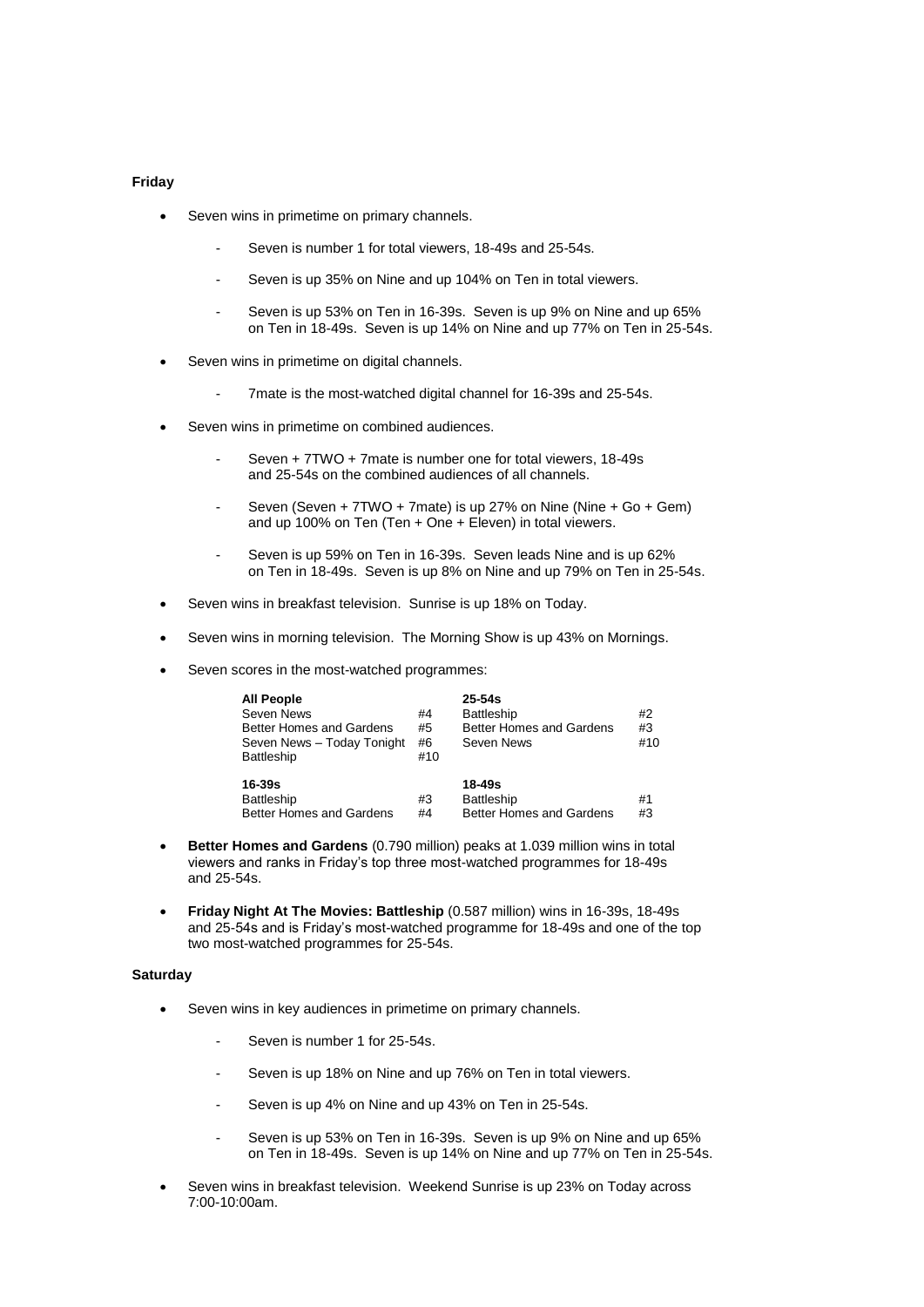**Friday**

- Seven wins in primetime on primary channels.
    - Seven is number 1 for total viewers, 18-49s and 25-54s.
    - Seven is up 35% on Nine and up 104% on Ten in total viewers.
    - Seven is up 53% on Ten in 16-39s. Seven is up 9% on Nine and up 65% on Ten in 18-49s. Seven is up 14% on Nine and up 77% on Ten in 25-54s.
- Seven wins in primetime on digital channels.
    - 7mate is the most-watched digital channel for 16-39s and 25-54s.
- Seven wins in primetime on combined audiences.
    - Seven + 7TWO + 7mate is number one for total viewers, 18-49s and 25-54s on the combined audiences of all channels.
    - Seven (Seven + 7TWO + 7mate) is up 27% on Nine (Nine + Go + Gem) and up 100% on Ten (Ten + One + Eleven) in total viewers.
    - Seven is up 59% on Ten in 16-39s. Seven leads Nine and is up 62% on Ten in 18-49s. Seven is up 8% on Nine and up 79% on Ten in 25-54s.
- Seven wins in breakfast television. Sunrise is up 18% on Today.
- Seven wins in morning television. The Morning Show is up 43% on Mornings.
- Seven scores in the most-watched programmes:

| | | | |
|---|---|---|---|
| **All People** | | **25-54s** | |
| Seven News | #4 | Battleship | #2 |
| Better Homes and Gardens | #5 | Better Homes and Gardens | #3 |
| Seven News – Today Tonight | #6 | Seven News | #10 |
| Battleship | #10 | | |
| **16-39s** | | **18-49s** | |
| Battleship | #3 | Battleship | #1 |
| Better Homes and Gardens | #4 | Better Homes and Gardens | #3 |

- **Better Homes and Gardens** (0.790 million) peaks at 1.039 million wins in total viewers and ranks in Friday's top three most-watched programmes for 18-49s and 25-54s.
- **Friday Night At The Movies: Battleship** (0.587 million) wins in 16-39s, 18-49s and 25-54s and is Friday's most-watched programme for 18-49s and one of the top two most-watched programmes for 25-54s.

**Saturday**

- Seven wins in key audiences in primetime on primary channels.
    - Seven is number 1 for 25-54s.
    - Seven is up 18% on Nine and up 76% on Ten in total viewers.
    - Seven is up 4% on Nine and up 43% on Ten in 25-54s.
    - Seven is up 53% on Ten in 16-39s. Seven is up 9% on Nine and up 65% on Ten in 18-49s. Seven is up 14% on Nine and up 77% on Ten in 25-54s.
- Seven wins in breakfast television. Weekend Sunrise is up 23% on Today across 7:00-10:00am.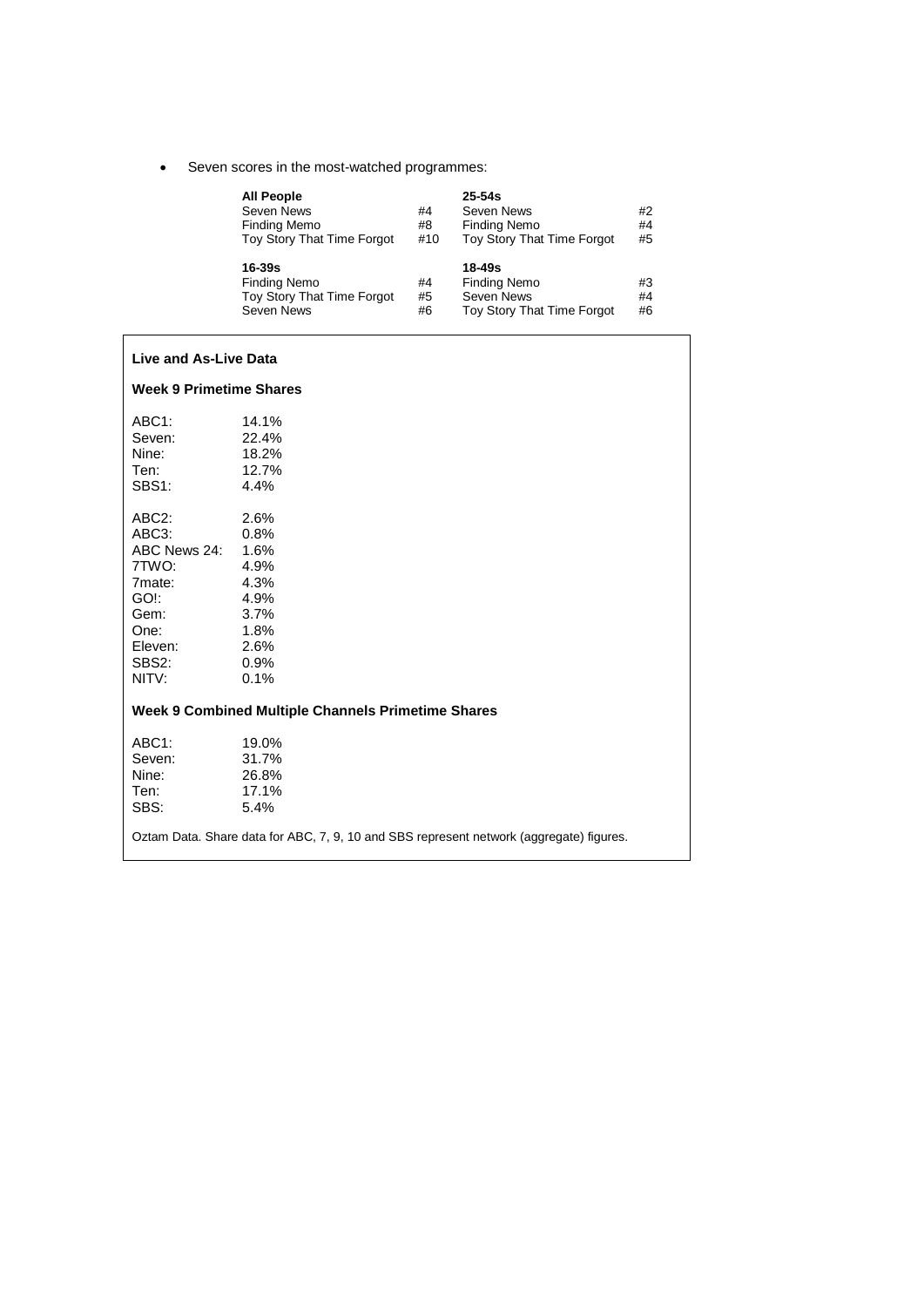- Seven scores in the most-watched programmes:

| **All People** | | **25-54s** | |
|---|---|---|---|
| Seven News | #4 | Seven News | #2 |
| Finding Memo | #8 | Finding Nemo | #4 |
| Toy Story That Time Forgot | #10 | Toy Story That Time Forgot | #5 |
| **16-39s** | | **18-49s** | |
| Finding Nemo | #4 | Finding Nemo | #3 |
| Toy Story That Time Forgot | #5 | Seven News | #4 |
| Seven News | #6 | Toy Story That Time Forgot | #6 |

**Live and As-Live Data**

**Week 9 Primetime Shares**

| | |
|---|---|
| ABC1: | 14.1% |
| Seven: | 22.4% |
| Nine: | 18.2% |
| Ten: | 12.7% |
| SBS1: | 4.4% |

| | |
|---|---|
| ABC2: | 2.6% |
| ABC3: | 0.8% |
| ABC News 24: | 1.6% |
| 7TWO: | 4.9% |
| 7mate: | 4.3% |
| GO!: | 4.9% |
| Gem: | 3.7% |
| One: | 1.8% |
| Eleven: | 2.6% |
| SBS2: | 0.9% |
| NITV: | 0.1% |

**Week 9 Combined Multiple Channels Primetime Shares**

| | |
|---|---|
| ABC1: | 19.0% |
| Seven: | 31.7% |
| Nine: | 26.8% |
| Ten: | 17.1% |
| SBS: | 5.4% |

Oztam Data. Share data for ABC, 7, 9, 10 and SBS represent network (aggregate) figures.